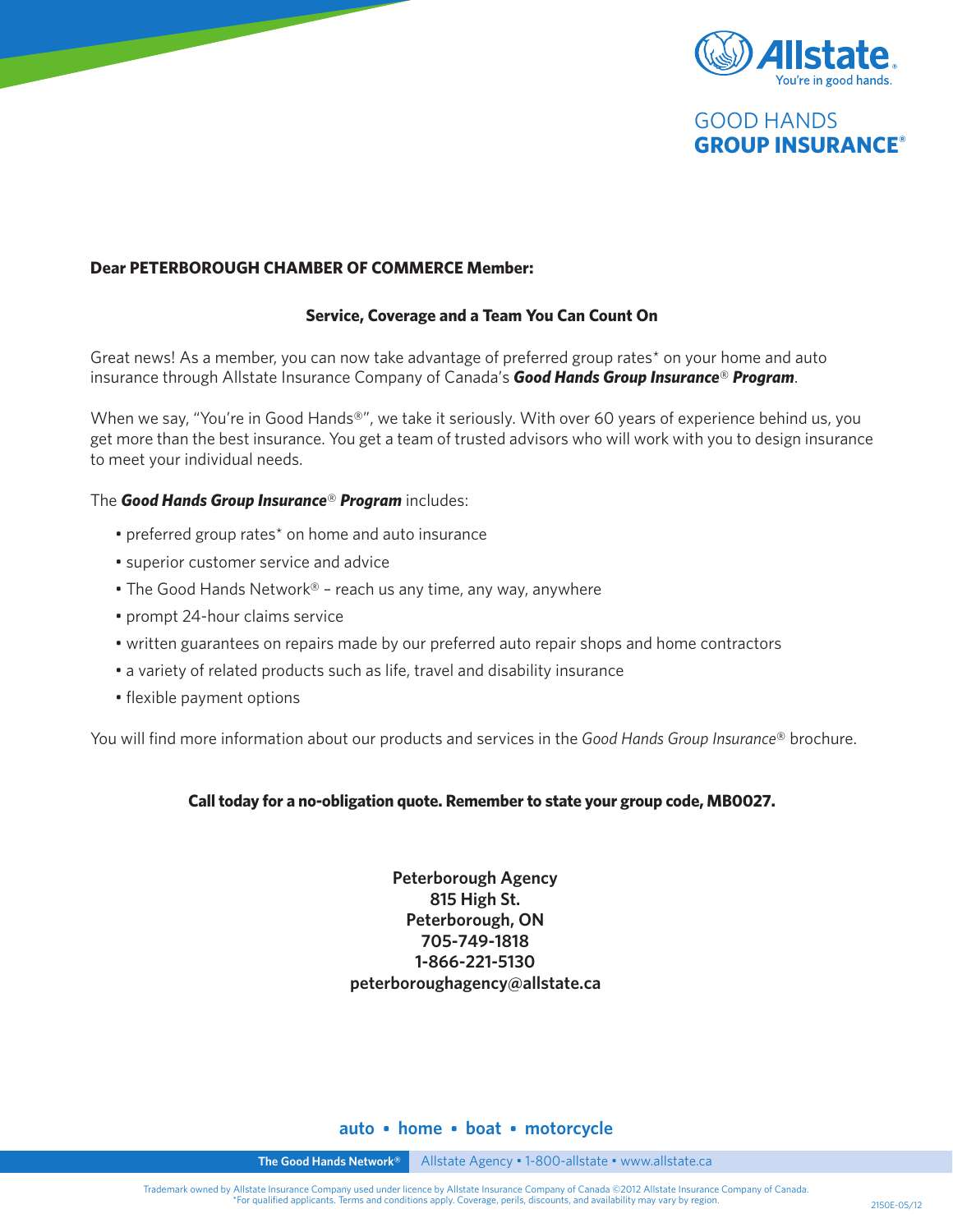Allstate
You're in good hands.

GOOD HANDS
**GROUP INSURANCE®**

**Dear PETERBOROUGH CHAMBER OF COMMERCE Member:**

### Service, Coverage and a Team You Can Count On

Great news! As a member, you can now take advantage of preferred group rates* on your home and auto insurance through Allstate Insurance Company of Canada's ***Good Hands Group Insurance® Program***.

When we say, "You're in Good Hands®", we take it seriously. With over 60 years of experience behind us, you get more than the best insurance. You get a team of trusted advisors who will work with you to design insurance to meet your individual needs.

The ***Good Hands Group Insurance® Program*** includes:

- preferred group rates* on home and auto insurance
- superior customer service and advice
- The Good Hands Network® – reach us any time, any way, anywhere
- prompt 24-hour claims service
- written guarantees on repairs made by our preferred auto repair shops and home contractors
- a variety of related products such as life, travel and disability insurance
- flexible payment options

You will find more information about our products and services in the *Good Hands Group Insurance®* brochure.

**Call today for a no-obligation quote. Remember to state your group code, MB0027.**

**Peterborough Agency**
**815 High St.**
**Peterborough, ON**
**705-749-1818**
**1-866-221-5130**
**peterboroughagency@allstate.ca**

**auto • home • boat • motorcycle**

**The Good Hands Network®** Allstate Agency • 1-800-allstate • www.allstate.ca

Trademark owned by Allstate Insurance Company used under licence by Allstate Insurance Company of Canada ©2012 Allstate Insurance Company of Canada.
*For qualified applicants. Terms and conditions apply. Coverage, perils, discounts, and availability may vary by region.

2150E-05/12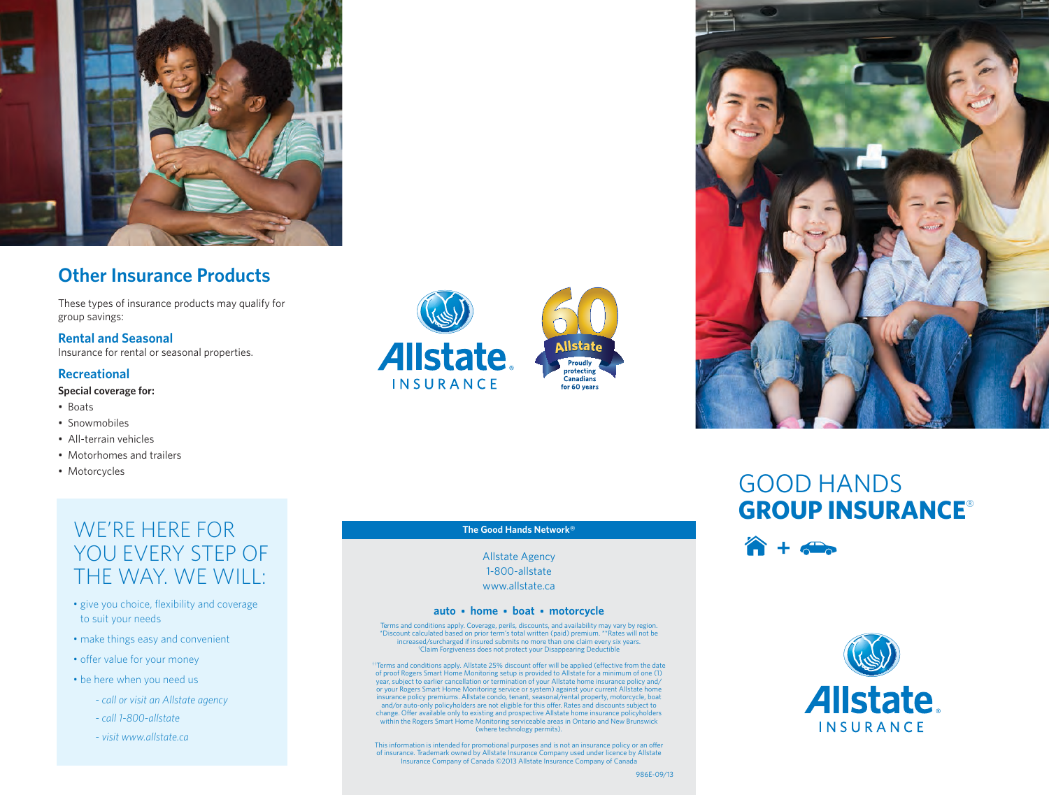## Other Insurance Products

These types of insurance products may qualify for group savings:

### Rental and Seasonal

Insurance for rental or seasonal properties.

### Recreational

**Special coverage for:**

- Boats
- Snowmobiles
- All-terrain vehicles
- Motorhomes and trailers
- Motorcycles

## WE'RE HERE FOR YOU EVERY STEP OF THE WAY. WE WILL:

- give you choice, flexibility and coverage to suit your needs
- make things easy and convenient
- offer value for your money
- be here when you need us
  - *- call or visit an Allstate agency*
  - *- call 1-800-allstate*
  - *- visit www.allstate.ca*

Allstate INSURANCE

60 Allstate Proudly protecting Canadians for 60 years

**The Good Hands Network®**

Allstate Agency
1-800-allstate
www.allstate.ca

**auto • home • boat • motorcycle**

Terms and conditions apply. Coverage, perils, discounts, and availability may vary by region. *Discount calculated based on prior term's total written (paid) premium. **Rates will not be increased/surcharged if insured submits no more than one claim every six years. †Claim Forgiveness does not protect your Disappearing Deductible

††Terms and conditions apply. Allstate 25% discount offer will be applied (effective from the date of proof Rogers Smart Home Monitoring setup is provided to Allstate for a minimum of one (1) year, subject to earlier cancellation or termination of your Allstate home insurance policy and/or your Rogers Smart Home Monitoring service or system) against your current Allstate home insurance policy premiums. Allstate condo, tenant, seasonal/rental property, motorcycle, boat and/or auto-only policyholders are not eligible for this offer. Rates and discounts subject to change. Offer available only to existing and prospective Allstate home insurance policyholders within the Rogers Smart Home Monitoring serviceable areas in Ontario and New Brunswick (where technology permits).

This information is intended for promotional purposes and is not an insurance policy or an offer of insurance. Trademark owned by Allstate Insurance Company used under licence by Allstate Insurance Company of Canada ©2013 Allstate Insurance Company of Canada

986E-09/13

# GOOD HANDS **GROUP INSURANCE®**

Allstate INSURANCE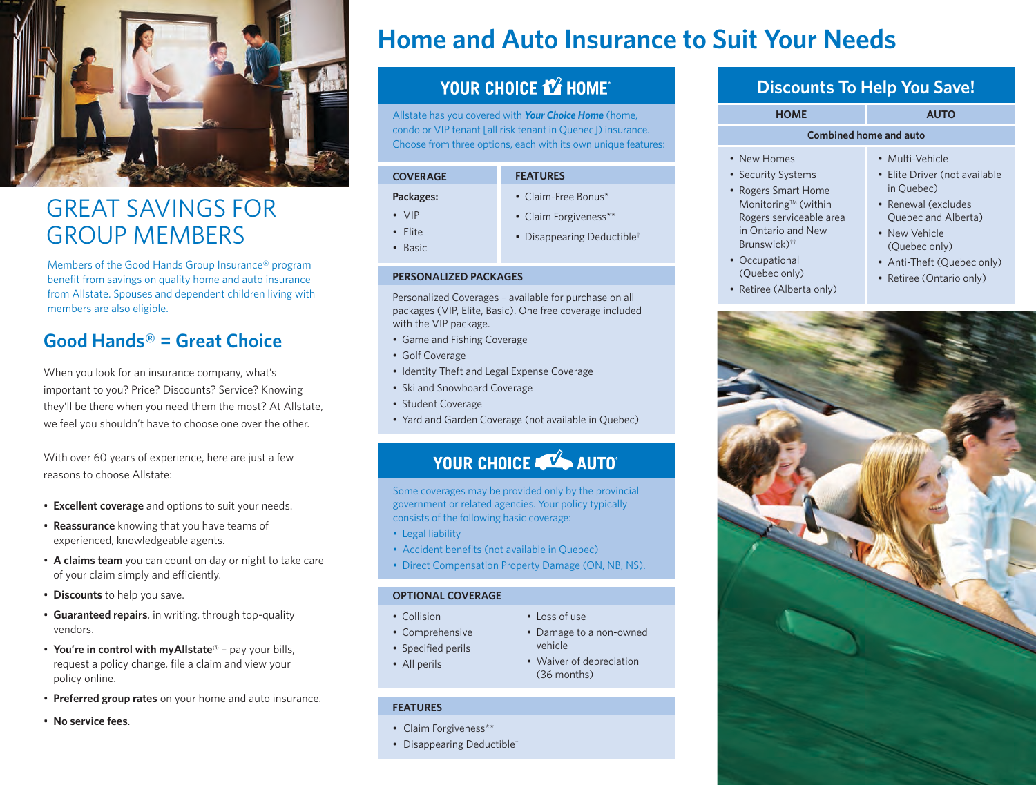# GREAT SAVINGS FOR GROUP MEMBERS

Members of the Good Hands Group Insurance® program benefit from savings on quality home and auto insurance from Allstate. Spouses and dependent children living with members are also eligible.

## Good Hands® = Great Choice

When you look for an insurance company, what's important to you? Price? Discounts? Service? Knowing they'll be there when you need them the most? At Allstate, we feel you shouldn't have to choose one over the other.

With over 60 years of experience, here are just a few reasons to choose Allstate:

- **Excellent coverage** and options to suit your needs.
- **Reassurance** knowing that you have teams of experienced, knowledgeable agents.
- **A claims team** you can count on day or night to take care of your claim simply and efficiently.
- **Discounts** to help you save.
- **Guaranteed repairs**, in writing, through top-quality vendors.
- **You're in control with myAllstate**® – pay your bills, request a policy change, file a claim and view your policy online.
- **Preferred group rates** on your home and auto insurance.
- **No service fees**.

# Home and Auto Insurance to Suit Your Needs

## YOUR CHOICE HOME®

Allstate has you covered with ***Your Choice Home*** (home, condo or VIP tenant [all risk tenant in Quebec]) insurance. Choose from three options, each with its own unique features:

| COVERAGE | FEATURES |
|---|---|
| **Packages:**<br>• VIP<br>• Elite<br>• Basic | • Claim-Free Bonus*<br>• Claim Forgiveness**<br>• Disappearing Deductible† |

### PERSONALIZED PACKAGES

Personalized Coverages – available for purchase on all packages (VIP, Elite, Basic). One free coverage included with the VIP package.

- Game and Fishing Coverage
- Golf Coverage
- Identity Theft and Legal Expense Coverage
- Ski and Snowboard Coverage
- Student Coverage
- Yard and Garden Coverage (not available in Quebec)

## YOUR CHOICE AUTO®

Some coverages may be provided only by the provincial government or related agencies. Your policy typically consists of the following basic coverage:

- Legal liability
- Accident benefits (not available in Quebec)
- Direct Compensation Property Damage (ON, NB, NS).

### OPTIONAL COVERAGE

- Collision
- Comprehensive
- Specified perils
- All perils
- Loss of use
- Damage to a non-owned vehicle
- Waiver of depreciation (36 months)

### FEATURES

- Claim Forgiveness**
- Disappearing Deductible†

## Discounts To Help You Save!

| HOME | AUTO |
|---|---|
| **Combined home and auto** | |
| • New Homes<br>• Security Systems<br>• Rogers Smart Home Monitoring™ (within Rogers serviceable area in Ontario and New Brunswick)††<br>• Occupational (Quebec only)<br>• Retiree (Alberta only) | • Multi-Vehicle<br>• Elite Driver (not available in Quebec)<br>• Renewal (excludes Quebec and Alberta)<br>• New Vehicle (Quebec only)<br>• Anti-Theft (Quebec only)<br>• Retiree (Ontario only) |